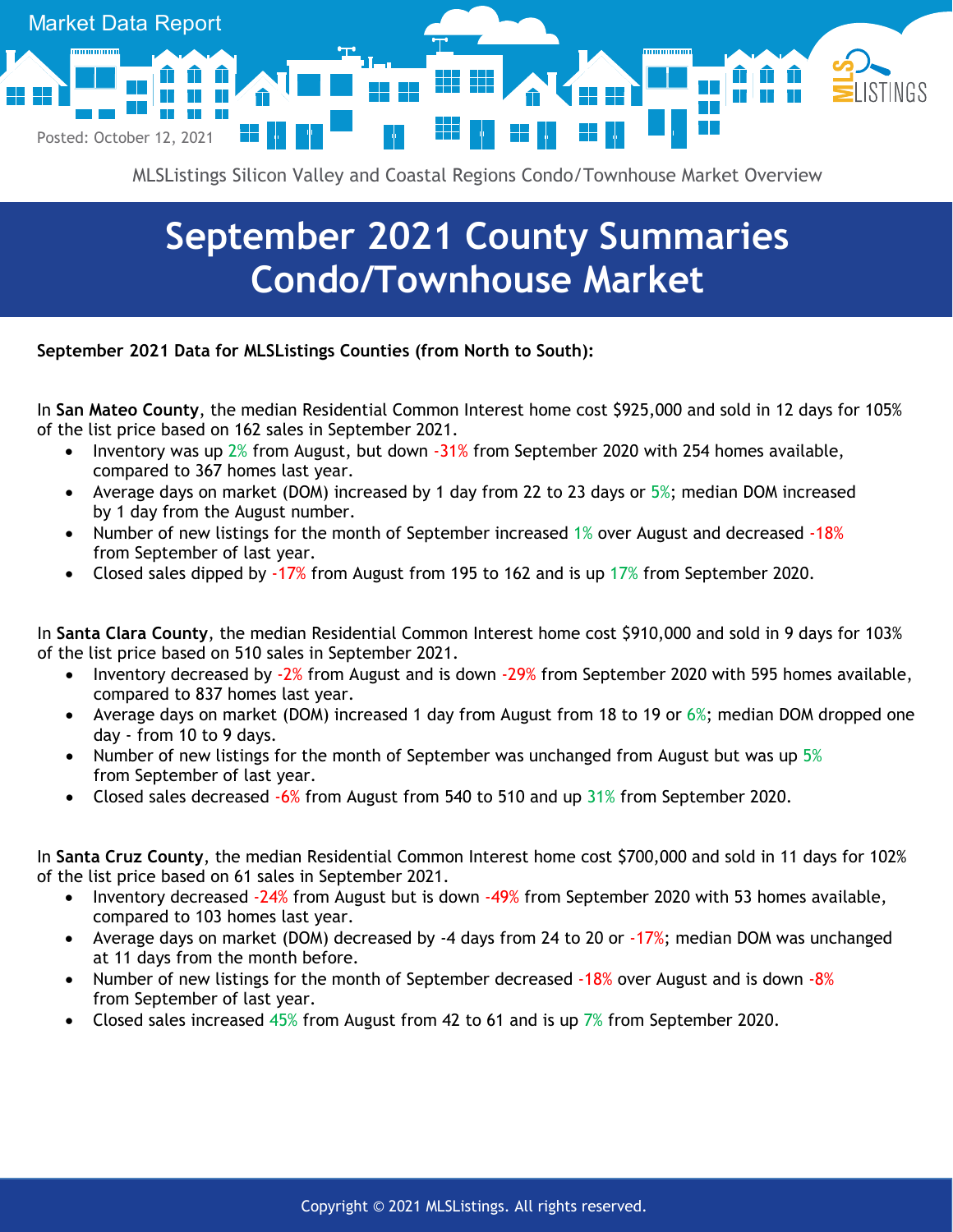Market Data Report

Posted: October 12, 2021

MLSListings Silicon Valley and Coastal Regions Condo/Townhouse Market Overview

# September 2021 County Summaries Condo/Townhouse Market

**September 2021 Data for MLSListings Counties (from North to South):**

In **San Mateo County**, the median Residential Common Interest home cost $925,000 and sold in 12 days for 105% of the list price based on 162 sales in September 2021.

- Inventory was up 2% from August, but down -31% from September 2020 with 254 homes available, compared to 367 homes last year.
- Average days on market (DOM) increased by 1 day from 22 to 23 days or 5%; median DOM increased by 1 day from the August number.
- Number of new listings for the month of September increased 1% over August and decreased -18% from September of last year.
- Closed sales dipped by -17% from August from 195 to 162 and is up 17% from September 2020.

In **Santa Clara County**, the median Residential Common Interest home cost $910,000 and sold in 9 days for 103% of the list price based on 510 sales in September 2021.

- Inventory decreased by -2% from August and is down -29% from September 2020 with 595 homes available, compared to 837 homes last year.
- Average days on market (DOM) increased 1 day from August from 18 to 19 or 6%; median DOM dropped one day - from 10 to 9 days.
- Number of new listings for the month of September was unchanged from August but was up 5% from September of last year.
- Closed sales decreased -6% from August from 540 to 510 and up 31% from September 2020.

In **Santa Cruz County**, the median Residential Common Interest home cost $700,000 and sold in 11 days for 102% of the list price based on 61 sales in September 2021.

- Inventory decreased -24% from August but is down -49% from September 2020 with 53 homes available, compared to 103 homes last year.
- Average days on market (DOM) decreased by -4 days from 24 to 20 or -17%; median DOM was unchanged at 11 days from the month before.
- Number of new listings for the month of September decreased -18% over August and is down -8% from September of last year.
- Closed sales increased 45% from August from 42 to 61 and is up 7% from September 2020.

Copyright © 2021 MLSListings. All rights reserved.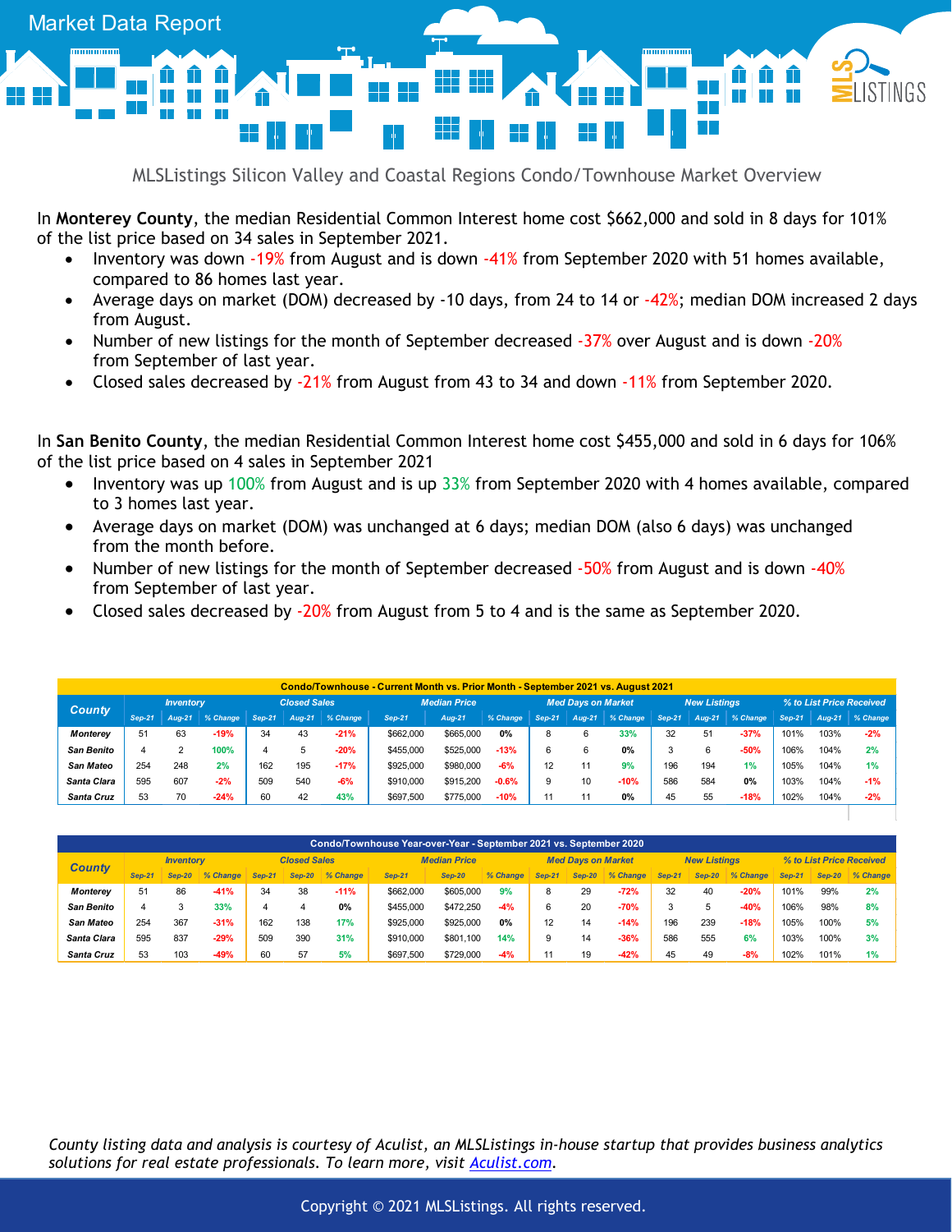# Market Data Report

## MLSListings Silicon Valley and Coastal Regions Condo/Townhouse Market Overview

In **Monterey County**, the median Residential Common Interest home cost $662,000 and sold in 8 days for 101% of the list price based on 34 sales in September 2021.

- Inventory was down -19% from August and is down -41% from September 2020 with 51 homes available, compared to 86 homes last year.
- Average days on market (DOM) decreased by -10 days, from 24 to 14 or -42%; median DOM increased 2 days from August.
- Number of new listings for the month of September decreased -37% over August and is down -20% from September of last year.
- Closed sales decreased by -21% from August from 43 to 34 and down -11% from September 2020.

In **San Benito County**, the median Residential Common Interest home cost $455,000 and sold in 6 days for 106% of the list price based on 4 sales in September 2021

- Inventory was up 100% from August and is up 33% from September 2020 with 4 homes available, compared to 3 homes last year.
- Average days on market (DOM) was unchanged at 6 days; median DOM (also 6 days) was unchanged from the month before.
- Number of new listings for the month of September decreased -50% from August and is down -40% from September of last year.
- Closed sales decreased by -20% from August from 5 to 4 and is the same as September 2020.

**Condo/Townhouse - Current Month vs. Prior Month - September 2021 vs. August 2021**

| County | Inventory | | | Closed Sales | | | Median Price | | | Med Days on Market | | | New Listings | | | % to List Price Received | | |
|---|---|---|---|---|---|---|---|---|---|---|---|---|---|---|---|---|---|---|
| | Sep-21 | Aug-21 | % Change | Sep-21 | Aug-21 | % Change | Sep-21 | Aug-21 | % Change | Sep-21 | Aug-21 | % Change | Sep-21 | Aug-21 | % Change | Sep-21 | Aug-21 | % Change |
| Monterey | 51 | 63 | -19% | 34 | 43 | -21% | $662,000 | $665,000 | 0% | 8 | 6 | 33% | 32 | 51 | -37% | 101% | 103% | -2% |
| San Benito | 4 | 2 | 100% | 4 | 5 | -20% | $455,000 | $525,000 | -13% | 6 | 6 | 0% | 3 | 6 | -50% | 106% | 104% | 2% |
| San Mateo | 254 | 248 | 2% | 162 | 195 | -17% | $925,000 | $980,000 | -6% | 12 | 11 | 9% | 196 | 194 | 1% | 105% | 104% | 1% |
| Santa Clara | 595 | 607 | -2% | 509 | 540 | -6% | $910,000 | $915,200 | -0.6% | 9 | 10 | -10% | 586 | 584 | 0% | 103% | 104% | -1% |
| Santa Cruz | 53 | 70 | -24% | 60 | 42 | 43% | $697,500 | $775,000 | -10% | 11 | 11 | 0% | 45 | 55 | -18% | 102% | 104% | -2% |

**Condo/Townhouse Year-over-Year - September 2021 vs. September 2020**

| County | Inventory | | | Closed Sales | | | Median Price | | | Med Days on Market | | | New Listings | | | % to List Price Received | | |
|---|---|---|---|---|---|---|---|---|---|---|---|---|---|---|---|---|---|---|
| | Sep-21 | Sep-20 | % Change | Sep-21 | Sep-20 | % Change | Sep-21 | Sep-20 | % Change | Sep-21 | Sep-20 | % Change | Sep-21 | Sep-20 | % Change | Sep-21 | Sep-20 | % Change |
| Monterey | 51 | 86 | -41% | 34 | 38 | -11% | $662,000 | $605,000 | 9% | 8 | 29 | -72% | 32 | 40 | -20% | 101% | 99% | 2% |
| San Benito | 4 | 3 | 33% | 4 | 4 | 0% | $455,000 | $472,250 | -4% | 6 | 20 | -70% | 3 | 5 | -40% | 106% | 98% | 8% |
| San Mateo | 254 | 367 | -31% | 162 | 138 | 17% | $925,000 | $925,000 | 0% | 12 | 14 | -14% | 196 | 239 | -18% | 105% | 100% | 5% |
| Santa Clara | 595 | 837 | -29% | 509 | 390 | 31% | $910,000 | $801,100 | 14% | 9 | 14 | -36% | 586 | 555 | 6% | 103% | 100% | 3% |
| Santa Cruz | 53 | 103 | -49% | 60 | 57 | 5% | $697,500 | $729,000 | -4% | 11 | 19 | -42% | 45 | 49 | -8% | 102% | 101% | 1% |

*County listing data and analysis is courtesy of Aculist, an MLSListings in-house startup that provides business analytics solutions for real estate professionals. To learn more, visit [Aculist.com](Aculist.com).*

Copyright © 2021 MLSListings. All rights reserved.